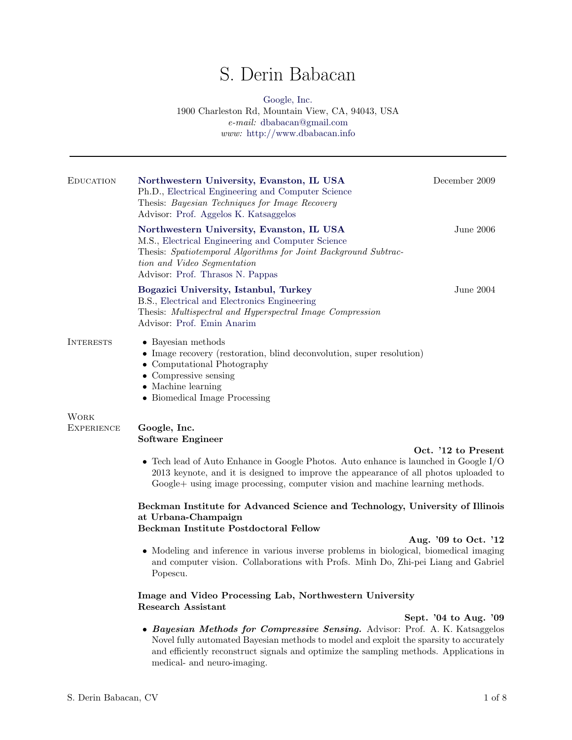# S. Derin Babacan

Google, Inc.
1900 Charleston Rd, Mountain View, CA, 94043, USA
*e-mail:* dbabacan@gmail.com
*www:* http://www.dbabacan.info

---

## Education

**Northwestern University, Evanston, IL USA** — December 2009
Ph.D., Electrical Engineering and Computer Science
Thesis: *Bayesian Techniques for Image Recovery*
Advisor: Prof. Aggelos K. Katsaggelos

**Northwestern University, Evanston, IL USA** — June 2006
M.S., Electrical Engineering and Computer Science
Thesis: *Spatiotemporal Algorithms for Joint Background Subtraction and Video Segmentation*
Advisor: Prof. Thrasos N. Pappas

**Bogazici University, Istanbul, Turkey** — June 2004
B.S., Electrical and Electronics Engineering
Thesis: *Multispectral and Hyperspectral Image Compression*
Advisor: Prof. Emin Anarim

## Interests

- Bayesian methods
- Image recovery (restoration, blind deconvolution, super resolution)
- Computational Photography
- Compressive sensing
- Machine learning
- Biomedical Image Processing

## Work Experience

**Google, Inc.**
**Software Engineer**
**Oct. '12 to Present**

- Tech lead of Auto Enhance in Google Photos. Auto enhance is launched in Google I/O 2013 keynote, and it is designed to improve the appearance of all photos uploaded to Google+ using image processing, computer vision and machine learning methods.

**Beckman Institute for Advanced Science and Technology, University of Illinois at Urbana-Champaign**
**Beckman Institute Postdoctoral Fellow**
**Aug. '09 to Oct. '12**

- Modeling and inference in various inverse problems in biological, biomedical imaging and computer vision. Collaborations with Profs. Minh Do, Zhi-pei Liang and Gabriel Popescu.

**Image and Video Processing Lab, Northwestern University**
**Research Assistant**
**Sept. '04 to Aug. '09**

- ***Bayesian Methods for Compressive Sensing.*** Advisor: Prof. A. K. Katsaggelos
Novel fully automated Bayesian methods to model and exploit the sparsity to accurately and efficiently reconstruct signals and optimize the sampling methods. Applications in medical- and neuro-imaging.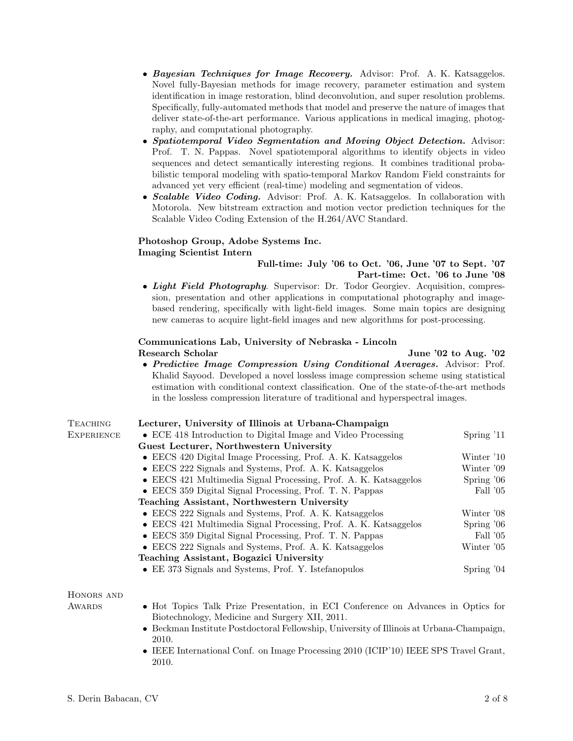- ***Bayesian Techniques for Image Recovery.*** Advisor: Prof. A. K. Katsaggelos. Novel fully-Bayesian methods for image recovery, parameter estimation and system identification in image restoration, blind deconvolution, and super resolution problems. Specifically, fully-automated methods that model and preserve the nature of images that deliver state-of-the-art performance. Various applications in medical imaging, photography, and computational photography.
- ***Spatiotemporal Video Segmentation and Moving Object Detection.*** Advisor: Prof. T. N. Pappas. Novel spatiotemporal algorithms to identify objects in video sequences and detect semantically interesting regions. It combines traditional probabilistic temporal modeling with spatio-temporal Markov Random Field constraints for advanced yet very efficient (real-time) modeling and segmentation of videos.
- ***Scalable Video Coding.*** Advisor: Prof. A. K. Katsaggelos. In collaboration with Motorola. New bitstream extraction and motion vector prediction techniques for the Scalable Video Coding Extension of the H.264/AVC Standard.

**Photoshop Group, Adobe Systems Inc.**
**Imaging Scientist Intern**
**Full-time: July '06 to Oct. '06, June '07 to Sept. '07**
**Part-time: Oct. '06 to June '08**

- ***Light Field Photography.*** Supervisor: Dr. Todor Georgiev. Acquisition, compression, presentation and other applications in computational photography and image-based rendering, specifically with light-field images. Some main topics are designing new cameras to acquire light-field images and new algorithms for post-processing.

**Communications Lab, University of Nebraska - Lincoln**
**Research Scholar** — **June '02 to Aug. '02**

- ***Predictive Image Compression Using Conditional Averages.*** Advisor: Prof. Khalid Sayood. Developed a novel lossless image compression scheme using statistical estimation with conditional context classification. One of the state-of-the-art methods in the lossless compression literature of traditional and hyperspectral images.

## Teaching Experience

**Lecturer, University of Illinois at Urbana-Champaign**

- ECE 418 Introduction to Digital Image and Video Processing — Spring '11

**Guest Lecturer, Northwestern University**

- EECS 420 Digital Image Processing, Prof. A. K. Katsaggelos — Winter '10
- EECS 222 Signals and Systems, Prof. A. K. Katsaggelos — Winter '09
- EECS 421 Multimedia Signal Processing, Prof. A. K. Katsaggelos — Spring '06
- EECS 359 Digital Signal Processing, Prof. T. N. Pappas — Fall '05

**Teaching Assistant, Northwestern University**

- EECS 222 Signals and Systems, Prof. A. K. Katsaggelos — Winter '08
- EECS 421 Multimedia Signal Processing, Prof. A. K. Katsaggelos — Spring '06
- EECS 359 Digital Signal Processing, Prof. T. N. Pappas — Fall '05
- EECS 222 Signals and Systems, Prof. A. K. Katsaggelos — Winter '05

**Teaching Assistant, Bogazici University**

- EE 373 Signals and Systems, Prof. Y. Istefanopulos — Spring '04

## Honors and Awards

- Hot Topics Talk Prize Presentation, in ECI Conference on Advances in Optics for Biotechnology, Medicine and Surgery XII, 2011.
- Beckman Institute Postdoctoral Fellowship, University of Illinois at Urbana-Champaign, 2010.
- IEEE International Conf. on Image Processing 2010 (ICIP'10) IEEE SPS Travel Grant, 2010.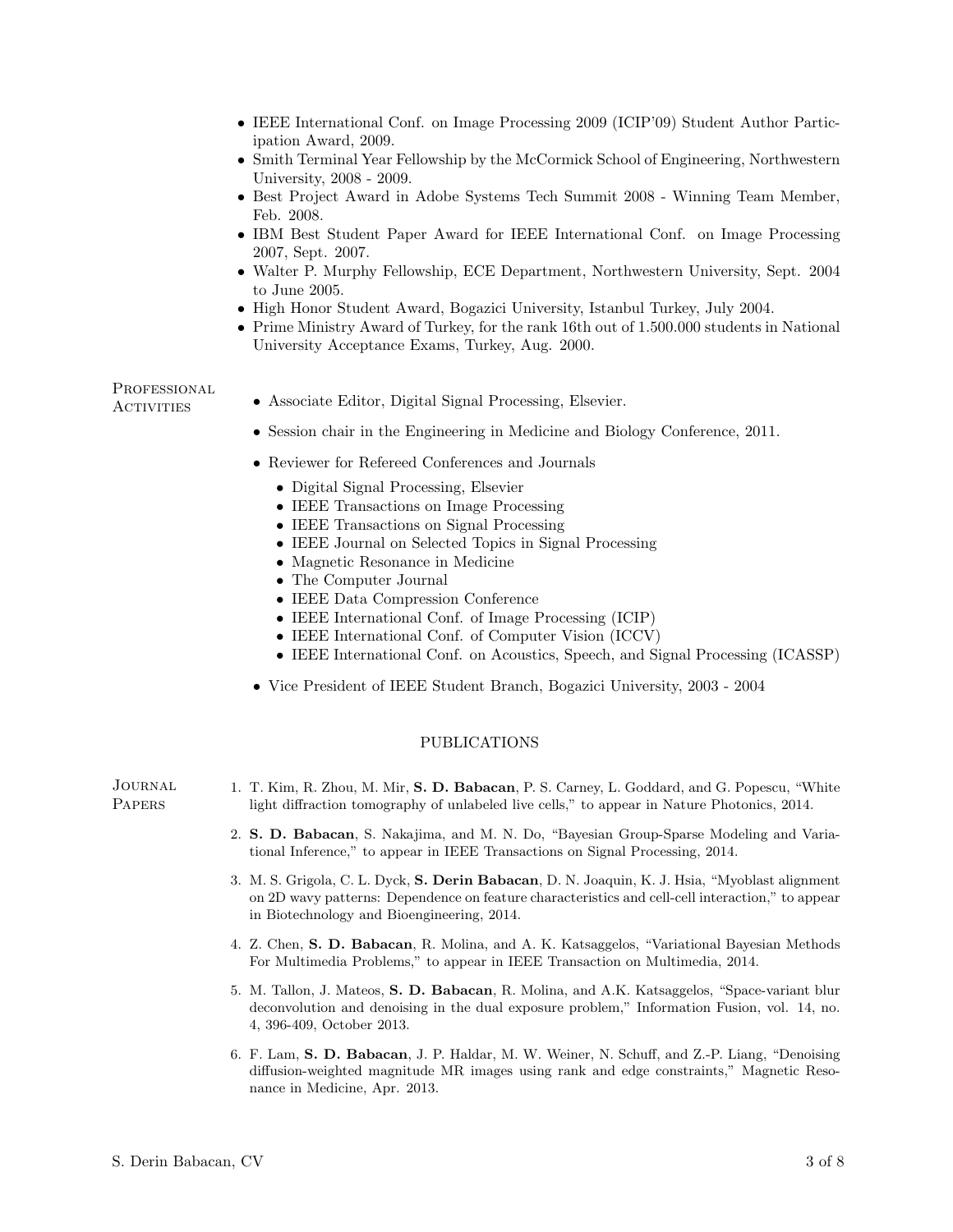- IEEE International Conf. on Image Processing 2009 (ICIP'09) Student Author Participation Award, 2009.
- Smith Terminal Year Fellowship by the McCormick School of Engineering, Northwestern University, 2008 - 2009.
- Best Project Award in Adobe Systems Tech Summit 2008 - Winning Team Member, Feb. 2008.
- IBM Best Student Paper Award for IEEE International Conf. on Image Processing 2007, Sept. 2007.
- Walter P. Murphy Fellowship, ECE Department, Northwestern University, Sept. 2004 to June 2005.
- High Honor Student Award, Bogazici University, Istanbul Turkey, July 2004.
- Prime Ministry Award of Turkey, for the rank 16th out of 1.500.000 students in National University Acceptance Exams, Turkey, Aug. 2000.

### Professional Activities

- Associate Editor, Digital Signal Processing, Elsevier.
- Session chair in the Engineering in Medicine and Biology Conference, 2011.
- Reviewer for Refereed Conferences and Journals
  - Digital Signal Processing, Elsevier
  - IEEE Transactions on Image Processing
  - IEEE Transactions on Signal Processing
  - IEEE Journal on Selected Topics in Signal Processing
  - Magnetic Resonance in Medicine
  - The Computer Journal
  - IEEE Data Compression Conference
  - IEEE International Conf. of Image Processing (ICIP)
  - IEEE International Conf. of Computer Vision (ICCV)
  - IEEE International Conf. on Acoustics, Speech, and Signal Processing (ICASSP)
- Vice President of IEEE Student Branch, Bogazici University, 2003 - 2004

## PUBLICATIONS

### Journal Papers

1. T. Kim, R. Zhou, M. Mir, **S. D. Babacan**, P. S. Carney, L. Goddard, and G. Popescu, "White light diffraction tomography of unlabeled live cells," to appear in Nature Photonics, 2014.
2. **S. D. Babacan**, S. Nakajima, and M. N. Do, "Bayesian Group-Sparse Modeling and Variational Inference," to appear in IEEE Transactions on Signal Processing, 2014.
3. M. S. Grigola, C. L. Dyck, **S. Derin Babacan**, D. N. Joaquin, K. J. Hsia, "Myoblast alignment on 2D wavy patterns: Dependence on feature characteristics and cell-cell interaction," to appear in Biotechnology and Bioengineering, 2014.
4. Z. Chen, **S. D. Babacan**, R. Molina, and A. K. Katsaggelos, "Variational Bayesian Methods For Multimedia Problems," to appear in IEEE Transaction on Multimedia, 2014.
5. M. Tallon, J. Mateos, **S. D. Babacan**, R. Molina, and A.K. Katsaggelos, "Space-variant blur deconvolution and denoising in the dual exposure problem," Information Fusion, vol. 14, no. 4, 396-409, October 2013.
6. F. Lam, **S. D. Babacan**, J. P. Haldar, M. W. Weiner, N. Schuff, and Z.-P. Liang, "Denoising diffusion-weighted magnitude MR images using rank and edge constraints," Magnetic Resonance in Medicine, Apr. 2013.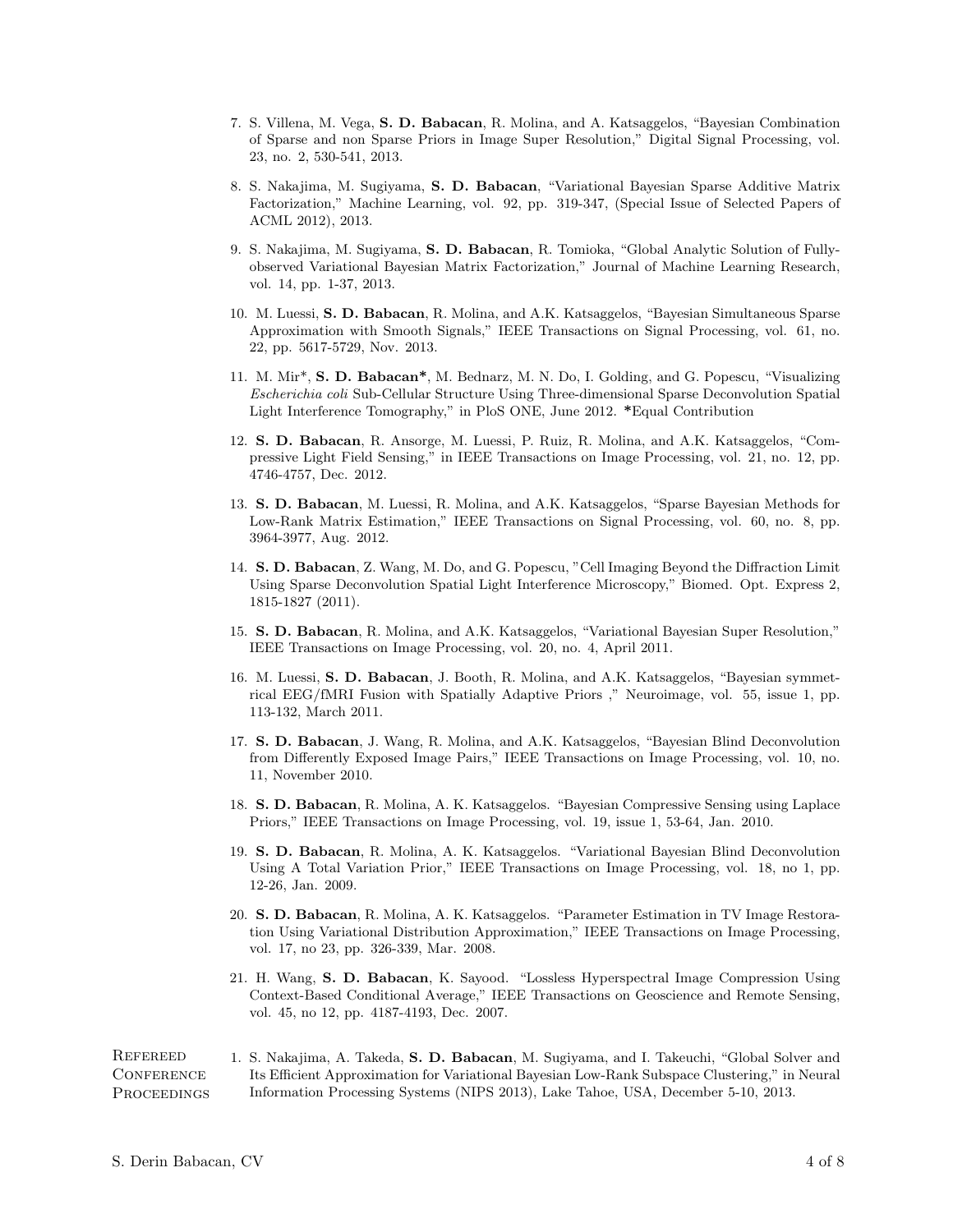7. S. Villena, M. Vega, **S. D. Babacan**, R. Molina, and A. Katsaggelos, "Bayesian Combination of Sparse and non Sparse Priors in Image Super Resolution," Digital Signal Processing, vol. 23, no. 2, 530-541, 2013.

8. S. Nakajima, M. Sugiyama, **S. D. Babacan**, "Variational Bayesian Sparse Additive Matrix Factorization," Machine Learning, vol. 92, pp. 319-347, (Special Issue of Selected Papers of ACML 2012), 2013.

9. S. Nakajima, M. Sugiyama, **S. D. Babacan**, R. Tomioka, "Global Analytic Solution of Fully-observed Variational Bayesian Matrix Factorization," Journal of Machine Learning Research, vol. 14, pp. 1-37, 2013.

10. M. Luessi, **S. D. Babacan**, R. Molina, and A.K. Katsaggelos, "Bayesian Simultaneous Sparse Approximation with Smooth Signals," IEEE Transactions on Signal Processing, vol. 61, no. 22, pp. 5617-5729, Nov. 2013.

11. M. Mir*, **S. D. Babacan***, M. Bednarz, M. N. Do, I. Golding, and G. Popescu, "Visualizing *Escherichia coli* Sub-Cellular Structure Using Three-dimensional Sparse Deconvolution Spatial Light Interference Tomography," in PloS ONE, June 2012. ***Equal Contribution**

12. **S. D. Babacan**, R. Ansorge, M. Luessi, P. Ruiz, R. Molina, and A.K. Katsaggelos, "Compressive Light Field Sensing," in IEEE Transactions on Image Processing, vol. 21, no. 12, pp. 4746-4757, Dec. 2012.

13. **S. D. Babacan**, M. Luessi, R. Molina, and A.K. Katsaggelos, "Sparse Bayesian Methods for Low-Rank Matrix Estimation," IEEE Transactions on Signal Processing, vol. 60, no. 8, pp. 3964-3977, Aug. 2012.

14. **S. D. Babacan**, Z. Wang, M. Do, and G. Popescu, "Cell Imaging Beyond the Diffraction Limit Using Sparse Deconvolution Spatial Light Interference Microscopy," Biomed. Opt. Express 2, 1815-1827 (2011).

15. **S. D. Babacan**, R. Molina, and A.K. Katsaggelos, "Variational Bayesian Super Resolution," IEEE Transactions on Image Processing, vol. 20, no. 4, April 2011.

16. M. Luessi, **S. D. Babacan**, J. Booth, R. Molina, and A.K. Katsaggelos, "Bayesian symmetrical EEG/fMRI Fusion with Spatially Adaptive Priors ," Neuroimage, vol. 55, issue 1, pp. 113-132, March 2011.

17. **S. D. Babacan**, J. Wang, R. Molina, and A.K. Katsaggelos, "Bayesian Blind Deconvolution from Differently Exposed Image Pairs," IEEE Transactions on Image Processing, vol. 10, no. 11, November 2010.

18. **S. D. Babacan**, R. Molina, A. K. Katsaggelos. "Bayesian Compressive Sensing using Laplace Priors," IEEE Transactions on Image Processing, vol. 19, issue 1, 53-64, Jan. 2010.

19. **S. D. Babacan**, R. Molina, A. K. Katsaggelos. "Variational Bayesian Blind Deconvolution Using A Total Variation Prior," IEEE Transactions on Image Processing, vol. 18, no 1, pp. 12-26, Jan. 2009.

20. **S. D. Babacan**, R. Molina, A. K. Katsaggelos. "Parameter Estimation in TV Image Restoration Using Variational Distribution Approximation," IEEE Transactions on Image Processing, vol. 17, no 23, pp. 326-339, Mar. 2008.

21. H. Wang, **S. D. Babacan**, K. Sayood. "Lossless Hyperspectral Image Compression Using Context-Based Conditional Average," IEEE Transactions on Geoscience and Remote Sensing, vol. 45, no 12, pp. 4187-4193, Dec. 2007.

## Refereed Conference Proceedings

1. S. Nakajima, A. Takeda, **S. D. Babacan**, M. Sugiyama, and I. Takeuchi, "Global Solver and Its Efficient Approximation for Variational Bayesian Low-Rank Subspace Clustering," in Neural Information Processing Systems (NIPS 2013), Lake Tahoe, USA, December 5-10, 2013.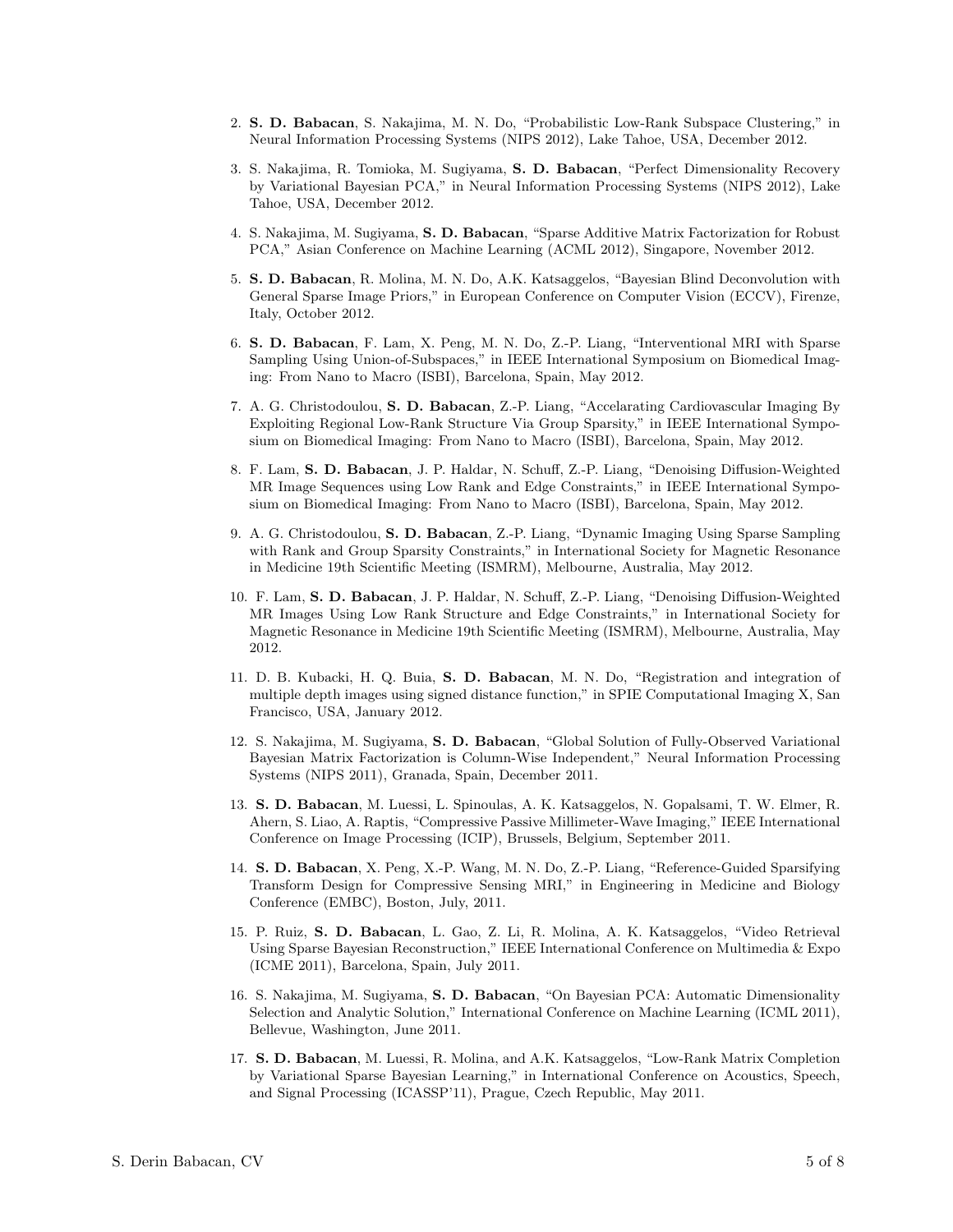2. **S. D. Babacan**, S. Nakajima, M. N. Do, "Probabilistic Low-Rank Subspace Clustering," in Neural Information Processing Systems (NIPS 2012), Lake Tahoe, USA, December 2012.

3. S. Nakajima, R. Tomioka, M. Sugiyama, **S. D. Babacan**, "Perfect Dimensionality Recovery by Variational Bayesian PCA," in Neural Information Processing Systems (NIPS 2012), Lake Tahoe, USA, December 2012.

4. S. Nakajima, M. Sugiyama, **S. D. Babacan**, "Sparse Additive Matrix Factorization for Robust PCA," Asian Conference on Machine Learning (ACML 2012), Singapore, November 2012.

5. **S. D. Babacan**, R. Molina, M. N. Do, A.K. Katsaggelos, "Bayesian Blind Deconvolution with General Sparse Image Priors," in European Conference on Computer Vision (ECCV), Firenze, Italy, October 2012.

6. **S. D. Babacan**, F. Lam, X. Peng, M. N. Do, Z.-P. Liang, "Interventional MRI with Sparse Sampling Using Union-of-Subspaces," in IEEE International Symposium on Biomedical Imaging: From Nano to Macro (ISBI), Barcelona, Spain, May 2012.

7. A. G. Christodoulou, **S. D. Babacan**, Z.-P. Liang, "Accelarating Cardiovascular Imaging By Exploiting Regional Low-Rank Structure Via Group Sparsity," in IEEE International Symposium on Biomedical Imaging: From Nano to Macro (ISBI), Barcelona, Spain, May 2012.

8. F. Lam, **S. D. Babacan**, J. P. Haldar, N. Schuff, Z.-P. Liang, "Denoising Diffusion-Weighted MR Image Sequences using Low Rank and Edge Constraints," in IEEE International Symposium on Biomedical Imaging: From Nano to Macro (ISBI), Barcelona, Spain, May 2012.

9. A. G. Christodoulou, **S. D. Babacan**, Z.-P. Liang, "Dynamic Imaging Using Sparse Sampling with Rank and Group Sparsity Constraints," in International Society for Magnetic Resonance in Medicine 19th Scientific Meeting (ISMRM), Melbourne, Australia, May 2012.

10. F. Lam, **S. D. Babacan**, J. P. Haldar, N. Schuff, Z.-P. Liang, "Denoising Diffusion-Weighted MR Images Using Low Rank Structure and Edge Constraints," in International Society for Magnetic Resonance in Medicine 19th Scientific Meeting (ISMRM), Melbourne, Australia, May 2012.

11. D. B. Kubacki, H. Q. Buia, **S. D. Babacan**, M. N. Do, "Registration and integration of multiple depth images using signed distance function," in SPIE Computational Imaging X, San Francisco, USA, January 2012.

12. S. Nakajima, M. Sugiyama, **S. D. Babacan**, "Global Solution of Fully-Observed Variational Bayesian Matrix Factorization is Column-Wise Independent," Neural Information Processing Systems (NIPS 2011), Granada, Spain, December 2011.

13. **S. D. Babacan**, M. Luessi, L. Spinoulas, A. K. Katsaggelos, N. Gopalsami, T. W. Elmer, R. Ahern, S. Liao, A. Raptis, "Compressive Passive Millimeter-Wave Imaging," IEEE International Conference on Image Processing (ICIP), Brussels, Belgium, September 2011.

14. **S. D. Babacan**, X. Peng, X.-P. Wang, M. N. Do, Z.-P. Liang, "Reference-Guided Sparsifying Transform Design for Compressive Sensing MRI," in Engineering in Medicine and Biology Conference (EMBC), Boston, July, 2011.

15. P. Ruiz, **S. D. Babacan**, L. Gao, Z. Li, R. Molina, A. K. Katsaggelos, "Video Retrieval Using Sparse Bayesian Reconstruction," IEEE International Conference on Multimedia & Expo (ICME 2011), Barcelona, Spain, July 2011.

16. S. Nakajima, M. Sugiyama, **S. D. Babacan**, "On Bayesian PCA: Automatic Dimensionality Selection and Analytic Solution," International Conference on Machine Learning (ICML 2011), Bellevue, Washington, June 2011.

17. **S. D. Babacan**, M. Luessi, R. Molina, and A.K. Katsaggelos, "Low-Rank Matrix Completion by Variational Sparse Bayesian Learning," in International Conference on Acoustics, Speech, and Signal Processing (ICASSP'11), Prague, Czech Republic, May 2011.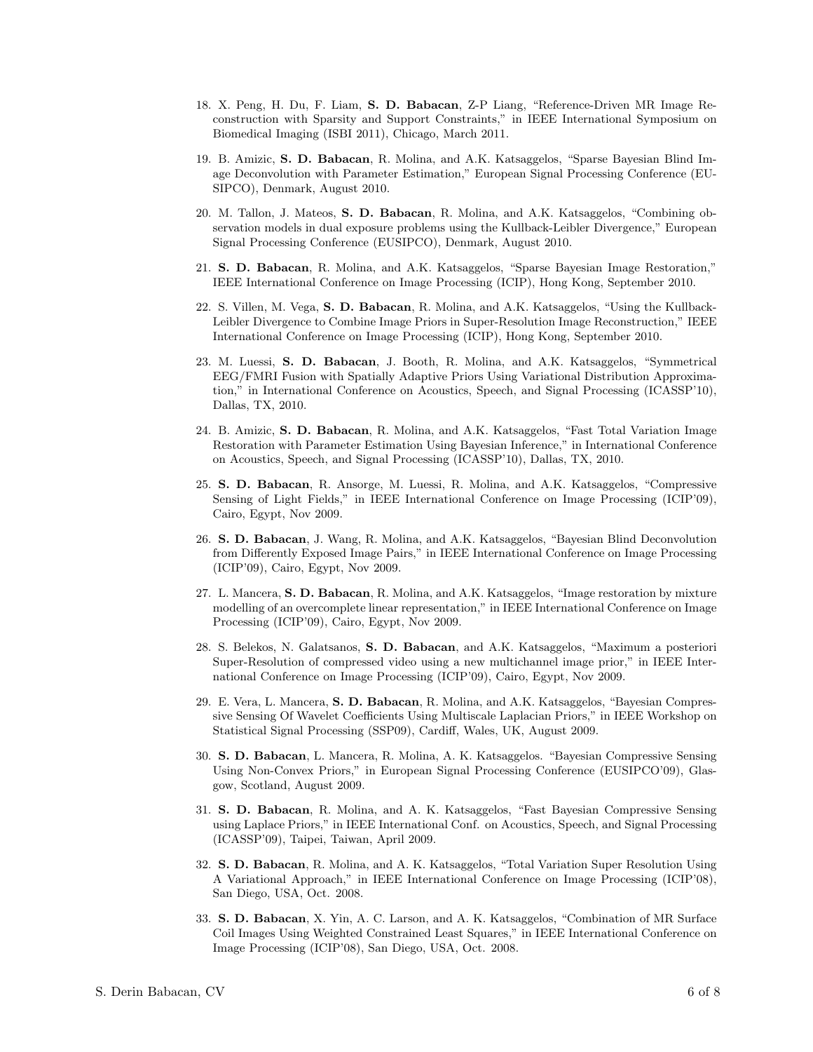18. X. Peng, H. Du, F. Liam, **S. D. Babacan**, Z-P Liang, "Reference-Driven MR Image Reconstruction with Sparsity and Support Constraints," in IEEE International Symposium on Biomedical Imaging (ISBI 2011), Chicago, March 2011.

19. B. Amizic, **S. D. Babacan**, R. Molina, and A.K. Katsaggelos, "Sparse Bayesian Blind Image Deconvolution with Parameter Estimation," European Signal Processing Conference (EUSIPCO), Denmark, August 2010.

20. M. Tallon, J. Mateos, **S. D. Babacan**, R. Molina, and A.K. Katsaggelos, "Combining observation models in dual exposure problems using the Kullback-Leibler Divergence," European Signal Processing Conference (EUSIPCO), Denmark, August 2010.

21. **S. D. Babacan**, R. Molina, and A.K. Katsaggelos, "Sparse Bayesian Image Restoration," IEEE International Conference on Image Processing (ICIP), Hong Kong, September 2010.

22. S. Villen, M. Vega, **S. D. Babacan**, R. Molina, and A.K. Katsaggelos, "Using the Kullback-Leibler Divergence to Combine Image Priors in Super-Resolution Image Reconstruction," IEEE International Conference on Image Processing (ICIP), Hong Kong, September 2010.

23. M. Luessi, **S. D. Babacan**, J. Booth, R. Molina, and A.K. Katsaggelos, "Symmetrical EEG/FMRI Fusion with Spatially Adaptive Priors Using Variational Distribution Approximation," in International Conference on Acoustics, Speech, and Signal Processing (ICASSP'10), Dallas, TX, 2010.

24. B. Amizic, **S. D. Babacan**, R. Molina, and A.K. Katsaggelos, "Fast Total Variation Image Restoration with Parameter Estimation Using Bayesian Inference," in International Conference on Acoustics, Speech, and Signal Processing (ICASSP'10), Dallas, TX, 2010.

25. **S. D. Babacan**, R. Ansorge, M. Luessi, R. Molina, and A.K. Katsaggelos, "Compressive Sensing of Light Fields," in IEEE International Conference on Image Processing (ICIP'09), Cairo, Egypt, Nov 2009.

26. **S. D. Babacan**, J. Wang, R. Molina, and A.K. Katsaggelos, "Bayesian Blind Deconvolution from Differently Exposed Image Pairs," in IEEE International Conference on Image Processing (ICIP'09), Cairo, Egypt, Nov 2009.

27. L. Mancera, **S. D. Babacan**, R. Molina, and A.K. Katsaggelos, "Image restoration by mixture modelling of an overcomplete linear representation," in IEEE International Conference on Image Processing (ICIP'09), Cairo, Egypt, Nov 2009.

28. S. Belekos, N. Galatsanos, **S. D. Babacan**, and A.K. Katsaggelos, "Maximum a posteriori Super-Resolution of compressed video using a new multichannel image prior," in IEEE International Conference on Image Processing (ICIP'09), Cairo, Egypt, Nov 2009.

29. E. Vera, L. Mancera, **S. D. Babacan**, R. Molina, and A.K. Katsaggelos, "Bayesian Compressive Sensing Of Wavelet Coefficients Using Multiscale Laplacian Priors," in IEEE Workshop on Statistical Signal Processing (SSP09), Cardiff, Wales, UK, August 2009.

30. **S. D. Babacan**, L. Mancera, R. Molina, A. K. Katsaggelos. "Bayesian Compressive Sensing Using Non-Convex Priors," in European Signal Processing Conference (EUSIPCO'09), Glasgow, Scotland, August 2009.

31. **S. D. Babacan**, R. Molina, and A. K. Katsaggelos, "Fast Bayesian Compressive Sensing using Laplace Priors," in IEEE International Conf. on Acoustics, Speech, and Signal Processing (ICASSP'09), Taipei, Taiwan, April 2009.

32. **S. D. Babacan**, R. Molina, and A. K. Katsaggelos, "Total Variation Super Resolution Using A Variational Approach," in IEEE International Conference on Image Processing (ICIP'08), San Diego, USA, Oct. 2008.

33. **S. D. Babacan**, X. Yin, A. C. Larson, and A. K. Katsaggelos, "Combination of MR Surface Coil Images Using Weighted Constrained Least Squares," in IEEE International Conference on Image Processing (ICIP'08), San Diego, USA, Oct. 2008.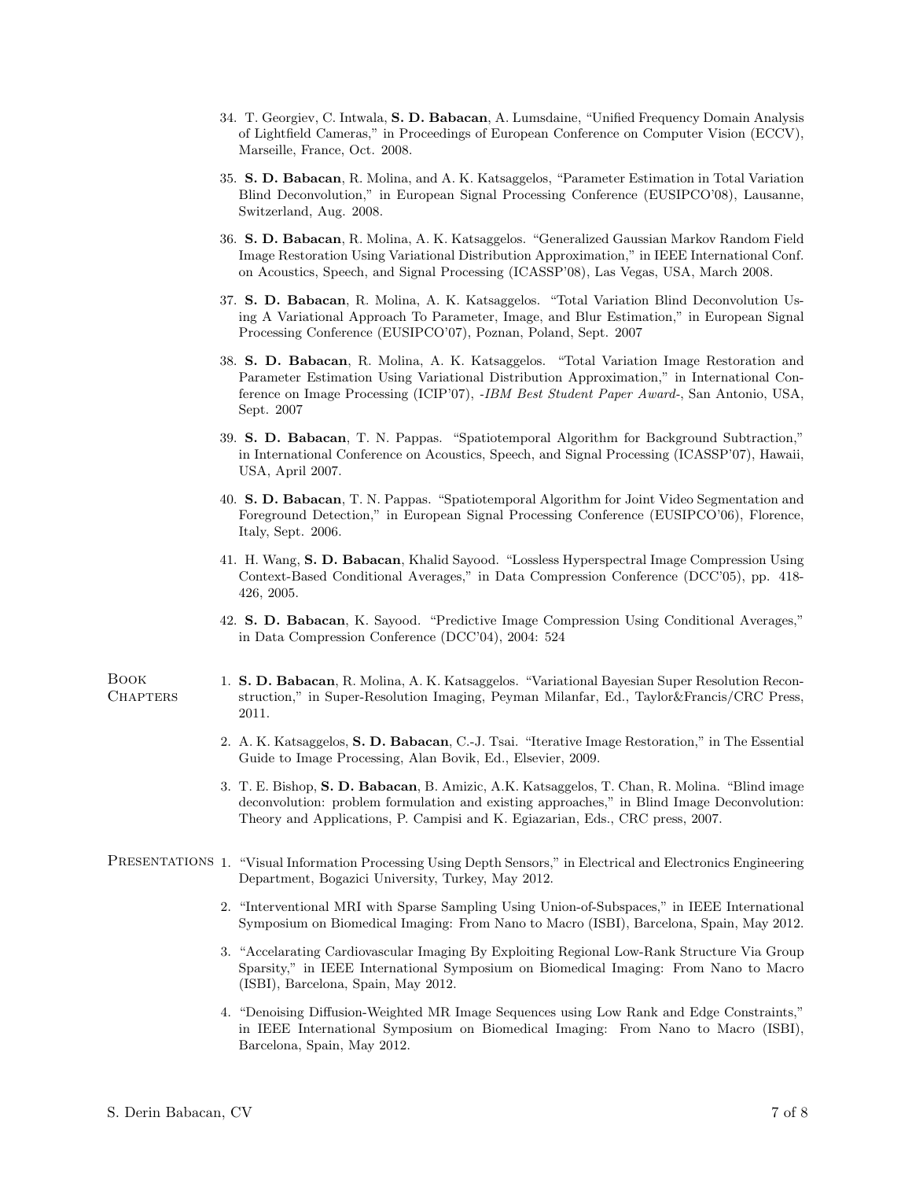34. T. Georgiev, C. Intwala, **S. D. Babacan**, A. Lumsdaine, "Unified Frequency Domain Analysis of Lightfield Cameras," in Proceedings of European Conference on Computer Vision (ECCV), Marseille, France, Oct. 2008.

35. **S. D. Babacan**, R. Molina, and A. K. Katsaggelos, "Parameter Estimation in Total Variation Blind Deconvolution," in European Signal Processing Conference (EUSIPCO'08), Lausanne, Switzerland, Aug. 2008.

36. **S. D. Babacan**, R. Molina, A. K. Katsaggelos. "Generalized Gaussian Markov Random Field Image Restoration Using Variational Distribution Approximation," in IEEE International Conf. on Acoustics, Speech, and Signal Processing (ICASSP'08), Las Vegas, USA, March 2008.

37. **S. D. Babacan**, R. Molina, A. K. Katsaggelos. "Total Variation Blind Deconvolution Using A Variational Approach To Parameter, Image, and Blur Estimation," in European Signal Processing Conference (EUSIPCO'07), Poznan, Poland, Sept. 2007

38. **S. D. Babacan**, R. Molina, A. K. Katsaggelos. "Total Variation Image Restoration and Parameter Estimation Using Variational Distribution Approximation," in International Conference on Image Processing (ICIP'07), -*IBM Best Student Paper Award*-, San Antonio, USA, Sept. 2007

39. **S. D. Babacan**, T. N. Pappas. "Spatiotemporal Algorithm for Background Subtraction," in International Conference on Acoustics, Speech, and Signal Processing (ICASSP'07), Hawaii, USA, April 2007.

40. **S. D. Babacan**, T. N. Pappas. "Spatiotemporal Algorithm for Joint Video Segmentation and Foreground Detection," in European Signal Processing Conference (EUSIPCO'06), Florence, Italy, Sept. 2006.

41. H. Wang, **S. D. Babacan**, Khalid Sayood. "Lossless Hyperspectral Image Compression Using Context-Based Conditional Averages," in Data Compression Conference (DCC'05), pp. 418-426, 2005.

42. **S. D. Babacan**, K. Sayood. "Predictive Image Compression Using Conditional Averages," in Data Compression Conference (DCC'04), 2004: 524

## Book Chapters

1. **S. D. Babacan**, R. Molina, A. K. Katsaggelos. "Variational Bayesian Super Resolution Reconstruction," in Super-Resolution Imaging, Peyman Milanfar, Ed., Taylor&Francis/CRC Press, 2011.

2. A. K. Katsaggelos, **S. D. Babacan**, C.-J. Tsai. "Iterative Image Restoration," in The Essential Guide to Image Processing, Alan Bovik, Ed., Elsevier, 2009.

3. T. E. Bishop, **S. D. Babacan**, B. Amizic, A.K. Katsaggelos, T. Chan, R. Molina. "Blind image deconvolution: problem formulation and existing approaches," in Blind Image Deconvolution: Theory and Applications, P. Campisi and K. Egiazarian, Eds., CRC press, 2007.

## Presentations

1. "Visual Information Processing Using Depth Sensors," in Electrical and Electronics Engineering Department, Bogazici University, Turkey, May 2012.

2. "Interventional MRI with Sparse Sampling Using Union-of-Subspaces," in IEEE International Symposium on Biomedical Imaging: From Nano to Macro (ISBI), Barcelona, Spain, May 2012.

3. "Accelarating Cardiovascular Imaging By Exploiting Regional Low-Rank Structure Via Group Sparsity," in IEEE International Symposium on Biomedical Imaging: From Nano to Macro (ISBI), Barcelona, Spain, May 2012.

4. "Denoising Diffusion-Weighted MR Image Sequences using Low Rank and Edge Constraints," in IEEE International Symposium on Biomedical Imaging: From Nano to Macro (ISBI), Barcelona, Spain, May 2012.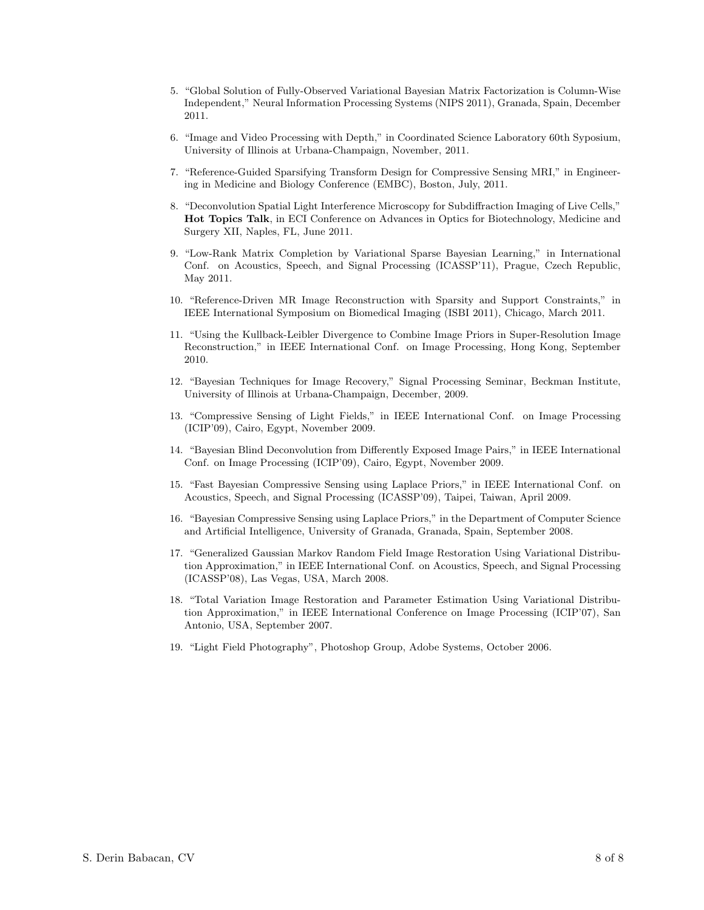5. "Global Solution of Fully-Observed Variational Bayesian Matrix Factorization is Column-Wise Independent," Neural Information Processing Systems (NIPS 2011), Granada, Spain, December 2011.

6. "Image and Video Processing with Depth," in Coordinated Science Laboratory 60th Syposium, University of Illinois at Urbana-Champaign, November, 2011.

7. "Reference-Guided Sparsifying Transform Design for Compressive Sensing MRI," in Engineering in Medicine and Biology Conference (EMBC), Boston, July, 2011.

8. "Deconvolution Spatial Light Interference Microscopy for Subdiffraction Imaging of Live Cells," **Hot Topics Talk**, in ECI Conference on Advances in Optics for Biotechnology, Medicine and Surgery XII, Naples, FL, June 2011.

9. "Low-Rank Matrix Completion by Variational Sparse Bayesian Learning," in International Conf. on Acoustics, Speech, and Signal Processing (ICASSP'11), Prague, Czech Republic, May 2011.

10. "Reference-Driven MR Image Reconstruction with Sparsity and Support Constraints," in IEEE International Symposium on Biomedical Imaging (ISBI 2011), Chicago, March 2011.

11. "Using the Kullback-Leibler Divergence to Combine Image Priors in Super-Resolution Image Reconstruction," in IEEE International Conf. on Image Processing, Hong Kong, September 2010.

12. "Bayesian Techniques for Image Recovery," Signal Processing Seminar, Beckman Institute, University of Illinois at Urbana-Champaign, December, 2009.

13. "Compressive Sensing of Light Fields," in IEEE International Conf. on Image Processing (ICIP'09), Cairo, Egypt, November 2009.

14. "Bayesian Blind Deconvolution from Differently Exposed Image Pairs," in IEEE International Conf. on Image Processing (ICIP'09), Cairo, Egypt, November 2009.

15. "Fast Bayesian Compressive Sensing using Laplace Priors," in IEEE International Conf. on Acoustics, Speech, and Signal Processing (ICASSP'09), Taipei, Taiwan, April 2009.

16. "Bayesian Compressive Sensing using Laplace Priors," in the Department of Computer Science and Artificial Intelligence, University of Granada, Granada, Spain, September 2008.

17. "Generalized Gaussian Markov Random Field Image Restoration Using Variational Distribution Approximation," in IEEE International Conf. on Acoustics, Speech, and Signal Processing (ICASSP'08), Las Vegas, USA, March 2008.

18. "Total Variation Image Restoration and Parameter Estimation Using Variational Distribution Approximation," in IEEE International Conference on Image Processing (ICIP'07), San Antonio, USA, September 2007.

19. "Light Field Photography", Photoshop Group, Adobe Systems, October 2006.